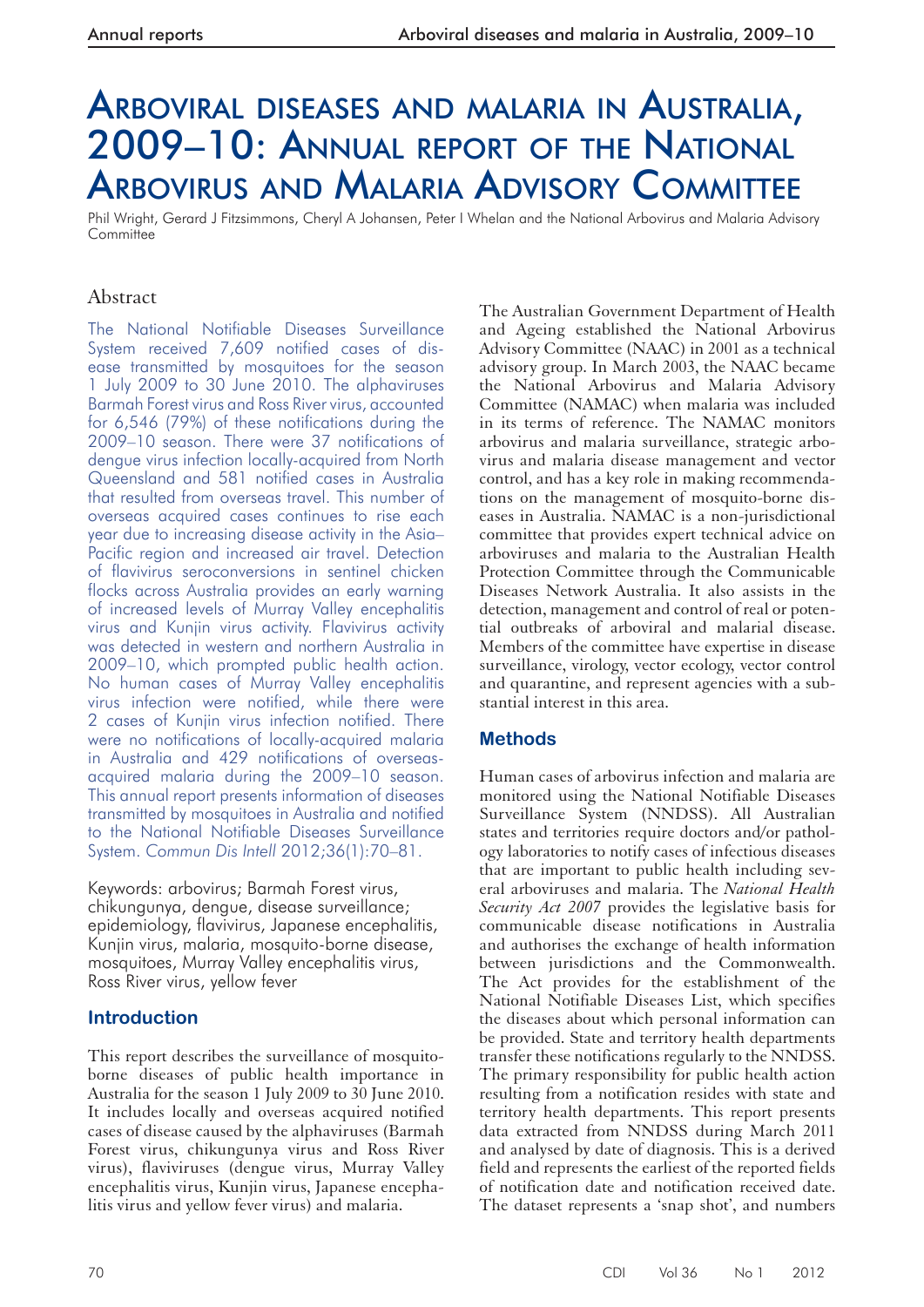# Arboviral diseases and malaria in Australia, 2009–10: Annual report of the National Arbovirus and Malaria Advisory Committee

Phil Wright, Gerard J Fitzsimmons, Cheryl A Johansen, Peter I Whelan and the National Arbovirus and Malaria Advisory Committee

## Abstract

The National Notifiable Diseases Surveillance System received 7,609 notified cases of disease transmitted by mosquitoes for the season 1 July 2009 to 30 June 2010. The alphaviruses Barmah Forest virus and Ross River virus, accounted for 6,546 (79%) of these notifications during the 2009–10 season. There were 37 notifications of dengue virus infection locally-acquired from North Queensland and 581 notified cases in Australia that resulted from overseas travel. This number of overseas acquired cases continues to rise each year due to increasing disease activity in the Asia–Pacific region and increased air travel. Detection of flavivirus seroconversions in sentinel chicken flocks across Australia provides an early warning of increased levels of Murray Valley encephalitis virus and Kunjin virus activity. Flavivirus activity was detected in western and northern Australia in 2009–10, which prompted public health action. No human cases of Murray Valley encephalitis virus infection were notified, while there were 2 cases of Kunjin virus infection notified. There were no notifications of locally-acquired malaria in Australia and 429 notifications of overseas-acquired malaria during the 2009–10 season. This annual report presents information of diseases transmitted by mosquitoes in Australia and notified to the National Notifiable Diseases Surveillance System. *Commun Dis Intell* 2012;36(1):70–81.

Keywords: arbovirus; Barmah Forest virus, chikungunya, dengue, disease surveillance; epidemiology, flavivirus, Japanese encephalitis, Kunjin virus, malaria, mosquito-borne disease, mosquitoes, Murray Valley encephalitis virus, Ross River virus, yellow fever

## Introduction

This report describes the surveillance of mosquito-borne diseases of public health importance in Australia for the season 1 July 2009 to 30 June 2010. It includes locally and overseas acquired notified cases of disease caused by the alphaviruses (Barmah Forest virus, chikungunya virus and Ross River virus), flaviviruses (dengue virus, Murray Valley encephalitis virus, Kunjin virus, Japanese encephalitis virus and yellow fever virus) and malaria.

The Australian Government Department of Health and Ageing established the National Arbovirus Advisory Committee (NAAC) in 2001 as a technical advisory group. In March 2003, the NAAC became the National Arbovirus and Malaria Advisory Committee (NAMAC) when malaria was included in its terms of reference. The NAMAC monitors arbovirus and malaria surveillance, strategic arbovirus and malaria disease management and vector control, and has a key role in making recommendations on the management of mosquito-borne diseases in Australia. NAMAC is a non-jurisdictional committee that provides expert technical advice on arboviruses and malaria to the Australian Health Protection Committee through the Communicable Diseases Network Australia. It also assists in the detection, management and control of real or potential outbreaks of arboviral and malarial disease. Members of the committee have expertise in disease surveillance, virology, vector ecology, vector control and quarantine, and represent agencies with a substantial interest in this area.

## Methods

Human cases of arbovirus infection and malaria are monitored using the National Notifiable Diseases Surveillance System (NNDSS). All Australian states and territories require doctors and/or pathology laboratories to notify cases of infectious diseases that are important to public health including several arboviruses and malaria. The *National Health Security Act 2007* provides the legislative basis for communicable disease notifications in Australia and authorises the exchange of health information between jurisdictions and the Commonwealth. The Act provides for the establishment of the National Notifiable Diseases List, which specifies the diseases about which personal information can be provided. State and territory health departments transfer these notifications regularly to the NNDSS. The primary responsibility for public health action resulting from a notification resides with state and territory health departments. This report presents data extracted from NNDSS during March 2011 and analysed by date of diagnosis. This is a derived field and represents the earliest of the reported fields of notification date and notification received date. The dataset represents a 'snap shot', and numbers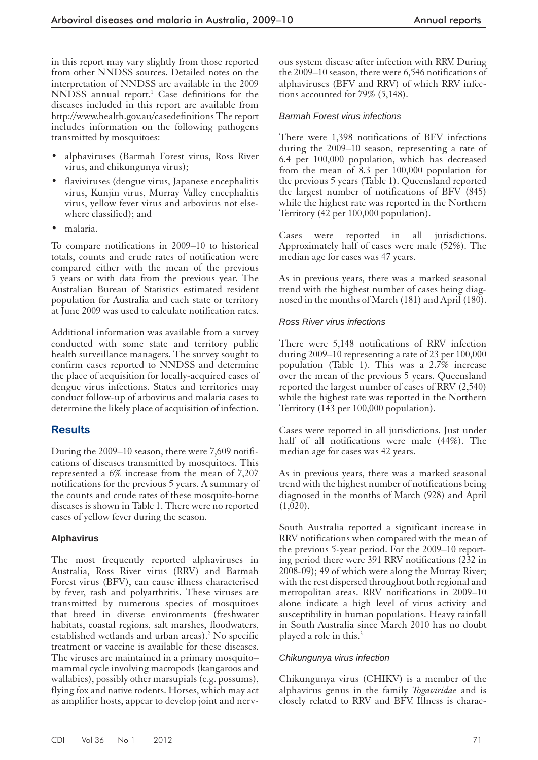in this report may vary slightly from those reported from other NNDSS sources. Detailed notes on the interpretation of NNDSS are available in the 2009 NNDSS annual report.[1] Case definitions for the diseases included in this report are available from http://www.health.gov.au/casedefinitions The report includes information on the following pathogens transmitted by mosquitoes:

- alphaviruses (Barmah Forest virus, Ross River virus, and chikungunya virus);
- flaviviruses (dengue virus, Japanese encephalitis virus, Kunjin virus, Murray Valley encephalitis virus, yellow fever virus and arbovirus not elsewhere classified); and
- malaria.

To compare notifications in 2009–10 to historical totals, counts and crude rates of notification were compared either with the mean of the previous 5 years or with data from the previous year. The Australian Bureau of Statistics estimated resident population for Australia and each state or territory at June 2009 was used to calculate notification rates.

Additional information was available from a survey conducted with some state and territory public health surveillance managers. The survey sought to confirm cases reported to NNDSS and determine the place of acquisition for locally-acquired cases of dengue virus infections. States and territories may conduct follow-up of arbovirus and malaria cases to determine the likely place of acquisition of infection.

## Results

During the 2009–10 season, there were 7,609 notifications of diseases transmitted by mosquitoes. This represented a 6% increase from the mean of 7,207 notifications for the previous 5 years. A summary of the counts and crude rates of these mosquito-borne diseases is shown in Table 1. There were no reported cases of yellow fever during the season.

### Alphavirus

The most frequently reported alphaviruses in Australia, Ross River virus (RRV) and Barmah Forest virus (BFV), can cause illness characterised by fever, rash and polyarthritis. These viruses are transmitted by numerous species of mosquitoes that breed in diverse environments (freshwater habitats, coastal regions, salt marshes, floodwaters, established wetlands and urban areas).[2] No specific treatment or vaccine is available for these diseases. The viruses are maintained in a primary mosquito–mammal cycle involving macropods (kangaroos and wallabies), possibly other marsupials (e.g. possums), flying fox and native rodents. Horses, which may act as amplifier hosts, appear to develop joint and nervous system disease after infection with RRV. During the 2009–10 season, there were 6,546 notifications of alphaviruses (BFV and RRV) of which RRV infections accounted for 79% (5,148).

#### *Barmah Forest virus infections*

There were 1,398 notifications of BFV infections during the 2009–10 season, representing a rate of 6.4 per 100,000 population, which has decreased from the mean of 8.3 per 100,000 population for the previous 5 years (Table 1). Queensland reported the largest number of notifications of BFV (845) while the highest rate was reported in the Northern Territory (42 per 100,000 population).

Cases were reported in all jurisdictions. Approximately half of cases were male (52%). The median age for cases was 47 years.

As in previous years, there was a marked seasonal trend with the highest number of cases being diagnosed in the months of March (181) and April (180).

#### *Ross River virus infections*

There were 5,148 notifications of RRV infection during 2009–10 representing a rate of 23 per 100,000 population (Table 1). This was a 2.7% increase over the mean of the previous 5 years. Queensland reported the largest number of cases of RRV (2,540) while the highest rate was reported in the Northern Territory (143 per 100,000 population).

Cases were reported in all jurisdictions. Just under half of all notifications were male (44%). The median age for cases was 42 years.

As in previous years, there was a marked seasonal trend with the highest number of notifications being diagnosed in the months of March (928) and April (1,020).

South Australia reported a significant increase in RRV notifications when compared with the mean of the previous 5-year period. For the 2009–10 reporting period there were 391 RRV notifications (232 in 2008-09); 49 of which were along the Murray River; with the rest dispersed throughout both regional and metropolitan areas. RRV notifications in 2009–10 alone indicate a high level of virus activity and susceptibility in human populations. Heavy rainfall in South Australia since March 2010 has no doubt played a role in this.[3]

#### *Chikungunya virus infection*

Chikungunya virus (CHIKV) is a member of the alphavirus genus in the family *Togaviridae* and is closely related to RRV and BFV. Illness is charac-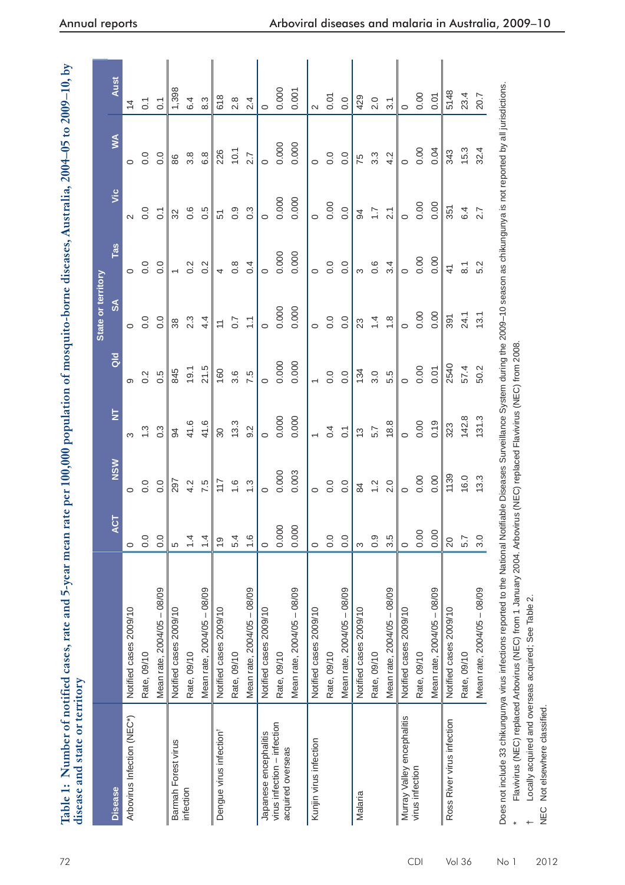**Table 1: Number of notified cases, rate and 5-year mean rate per 100,000 population of mosquito-borne diseases, Australia, 2004–05 to 2009–10, by disease and state or territory**

| Disease | | State or territory | | | | | | | | |
|---|---|---|---|---|---|---|---|---|---|---|
| | | ACT | NSW | NT | Qld | SA | Tas | Vic | WA | Aust |
| Arbovirus Infection (NEC*) | Notified cases 2009/10 | 0 | 0 | 3 | 9 | 0 | 0 | 2 | 0 | 14 |
| | Rate, 09/10 | 0.0 | 0.0 | 1.3 | 0.2 | 0.0 | 0.0 | 0.0 | 0.0 | 0.1 |
| | Mean rate, 2004/05 – 08/09 | 0.0 | 0.0 | 0.3 | 0.5 | 0.0 | 0.0 | 0.1 | 0.0 | 0.1 |
| Barmah Forest virus infection | Notified cases 2009/10 | 5 | 297 | 94 | 845 | 38 | 1 | 32 | 86 | 1,398 |
| | Rate, 09/10 | 1.4 | 4.2 | 41.6 | 19.1 | 2.3 | 0.2 | 0.6 | 3.8 | 6.4 |
| | Mean rate, 2004/05 – 08/09 | 1.4 | 7.5 | 41.6 | 21.5 | 4.4 | 0.2 | 0.5 | 6.8 | 8.3 |
| Dengue virus infection[†] | Notified cases 2009/10 | 19 | 117 | 30 | 160 | 11 | 4 | 51 | 226 | 618 |
| | Rate, 09/10 | 5.4 | 1.6 | 13.3 | 3.6 | 0.7 | 0.8 | 0.9 | 10.1 | 2.8 |
| | Mean rate, 2004/05 – 08/09 | 1.6 | 1.3 | 9.2 | 7.5 | 1.1 | 0.4 | 0.3 | 2.7 | 2.4 |
| Japanese encephalitis virus infection – infection acquired overseas | Notified cases 2009/10 | 0 | 0 | 0 | 0 | 0 | 0 | 0 | 0 | 0 |
| | Rate, 09/10 | 0.000 | 0.000 | 0.000 | 0.000 | 0.000 | 0.000 | 0.000 | 0.000 | 0.000 |
| | Mean rate, 2004/05 – 08/09 | 0.000 | 0.003 | 0.000 | 0.000 | 0.000 | 0.000 | 0.000 | 0.000 | 0.001 |
| Kunjin virus infection | Notified cases 2009/10 | 0 | 0 | 1 | 1 | 0 | 0 | 0 | 0 | 2 |
| | Rate, 09/10 | 0.0 | 0.0 | 0.4 | 0.0 | 0.0 | 0.0 | 0.00 | 0.0 | 0.01 |
| | Mean rate, 2004/05 – 08/09 | 0.0 | 0.0 | 0.1 | 0.0 | 0.0 | 0.0 | 0.0 | 0.0 | 0.0 |
| Malaria | Notified cases 2009/10 | 3 | 84 | 13 | 134 | 23 | 3 | 94 | 75 | 429 |
| | Rate, 09/10 | 0.9 | 1.2 | 5.7 | 3.0 | 1.4 | 0.6 | 1.7 | 3.3 | 2.0 |
| | Mean rate, 2004/05 – 08/09 | 3.5 | 2.0 | 18.8 | 5.5 | 1.8 | 3.4 | 2.1 | 4.2 | 3.1 |
| Murray Valley encephalitis virus infection | Notified cases 2009/10 | 0 | 0 | 0 | 0 | 0 | 0 | 0 | 0 | 0 |
| | Rate, 09/10 | 0.00 | 0.00 | 0.00 | 0.00 | 0.00 | 0.00 | 0.00 | 0.00 | 0.00 |
| | Mean rate, 2004/05 – 08/09 | 0.00 | 0.00 | 0.19 | 0.01 | 0.00 | 0.00 | 0.00 | 0.04 | 0.01 |
| Ross River virus infection | Notified cases 2009/10 | 20 | 1139 | 323 | 2540 | 391 | 41 | 351 | 343 | 5148 |
| | Rate, 09/10 | 5.7 | 16.0 | 142.8 | 57.4 | 24.1 | 8.1 | 6.4 | 15.3 | 23.4 |
| | Mean rate, 2004/05 – 08/09 | 3.0 | 13.3 | 131.3 | 50.2 | 13.1 | 5.2 | 2.7 | 32.4 | 20.7 |

Does not include 33 chikungunya virus infections reported to the National Notifiable Diseases Surveillance System during the 2009–10 season as chikungunya is not reported by all jurisdictions.

\* Flavivirus (NEC) replaced Arbovirus (NEC) from 1 January 2004. Arbovirus (NEC) replaced Flavivirus (NEC) from 2008.

† Locally acquired and overseas acquired; See Table 2.

NEC Not elsewhere classified.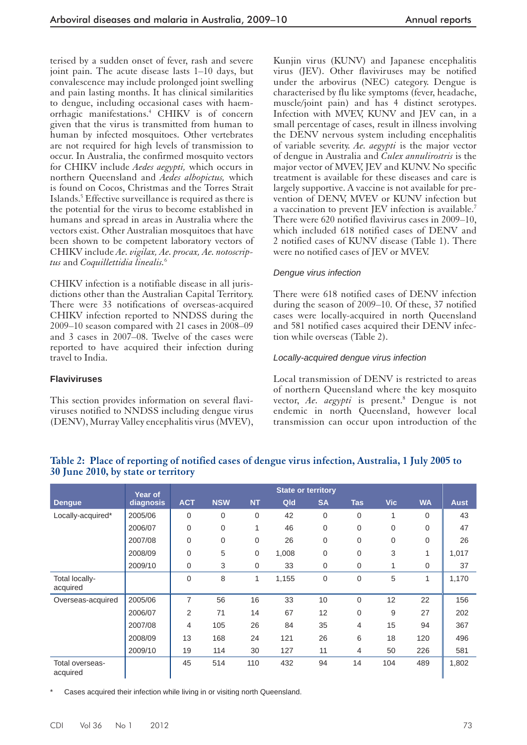terised by a sudden onset of fever, rash and severe joint pain. The acute disease lasts 1–10 days, but convalescence may include prolonged joint swelling and pain lasting months. It has clinical similarities to dengue, including occasional cases with haemorrhagic manifestations.[4] CHIKV is of concern given that the virus is transmitted from human to human by infected mosquitoes. Other vertebrates are not required for high levels of transmission to occur. In Australia, the confirmed mosquito vectors for CHIKV include *Aedes aegypti,* which occurs in northern Queensland and *Aedes albopictus,* which is found on Cocos, Christmas and the Torres Strait Islands.[5] Effective surveillance is required as there is the potential for the virus to become established in humans and spread in areas in Australia where the vectors exist. Other Australian mosquitoes that have been shown to be competent laboratory vectors of CHIKV include *Ae. vigilax, Ae. procax, Ae. notoscriptus* and *Coquillettidia linealis.*[6]

CHIKV infection is a notifiable disease in all jurisdictions other than the Australian Capital Territory. There were 33 notifications of overseas-acquired CHIKV infection reported to NNDSS during the 2009–10 season compared with 21 cases in 2008–09 and 3 cases in 2007–08. Twelve of the cases were reported to have acquired their infection during travel to India.

### Flaviviruses

This section provides information on several flaviviruses notified to NNDSS including dengue virus (DENV), Murray Valley encephalitis virus (MVEV), Kunjin virus (KUNV) and Japanese encephalitis virus (JEV). Other flaviviruses may be notified under the arbovirus (NEC) category. Dengue is characterised by flu like symptoms (fever, headache, muscle/joint pain) and has 4 distinct serotypes. Infection with MVEV, KUNV and JEV can, in a small percentage of cases, result in illness involving the DENV nervous system including encephalitis of variable severity. *Ae. aegypti* is the major vector of dengue in Australia and *Culex annulirostris* is the major vector of MVEV, JEV and KUNV. No specific treatment is available for these diseases and care is largely supportive. A vaccine is not available for prevention of DENV, MVEV or KUNV infection but a vaccination to prevent JEV infection is available.[7] There were 620 notified flavivirus cases in 2009–10, which included 618 notified cases of DENV and 2 notified cases of KUNV disease (Table 1). There were no notified cases of JEV or MVEV.

#### *Dengue virus infection*

There were 618 notified cases of DENV infection during the season of 2009–10. Of these, 37 notified cases were locally-acquired in north Queensland and 581 notified cases acquired their DENV infection while overseas (Table 2).

#### *Locally-acquired dengue virus infection*

Local transmission of DENV is restricted to areas of northern Queensland where the key mosquito vector, *Ae. aegypti* is present.[8] Dengue is not endemic in north Queensland, however local transmission can occur upon introduction of the

**Table 2: Place of reporting of notified cases of dengue virus infection, Australia, 1 July 2005 to 30 June 2010, by state or territory**

| Dengue | Year of diagnosis | State or territory | | | | | | | | Aust |
|---|---|---|---|---|---|---|---|---|---|---|
| | | ACT | NSW | NT | Qld | SA | Tas | Vic | WA | |
| Locally-acquired* | 2005/06 | 0 | 0 | 0 | 42 | 0 | 0 | 1 | 0 | 43 |
| | 2006/07 | 0 | 0 | 1 | 46 | 0 | 0 | 0 | 0 | 47 |
| | 2007/08 | 0 | 0 | 0 | 26 | 0 | 0 | 0 | 0 | 26 |
| | 2008/09 | 0 | 5 | 0 | 1,008 | 0 | 0 | 3 | 1 | 1,017 |
| | 2009/10 | 0 | 3 | 0 | 33 | 0 | 0 | 1 | 0 | 37 |
| Total locally-acquired | | 0 | 8 | 1 | 1,155 | 0 | 0 | 5 | 1 | 1,170 |
| Overseas-acquired | 2005/06 | 7 | 56 | 16 | 33 | 10 | 0 | 12 | 22 | 156 |
| | 2006/07 | 2 | 71 | 14 | 67 | 12 | 0 | 9 | 27 | 202 |
| | 2007/08 | 4 | 105 | 26 | 84 | 35 | 4 | 15 | 94 | 367 |
| | 2008/09 | 13 | 168 | 24 | 121 | 26 | 6 | 18 | 120 | 496 |
| | 2009/10 | 19 | 114 | 30 | 127 | 11 | 4 | 50 | 226 | 581 |
| Total overseas-acquired | | 45 | 514 | 110 | 432 | 94 | 14 | 104 | 489 | 1,802 |

\* Cases acquired their infection while living in or visiting north Queensland.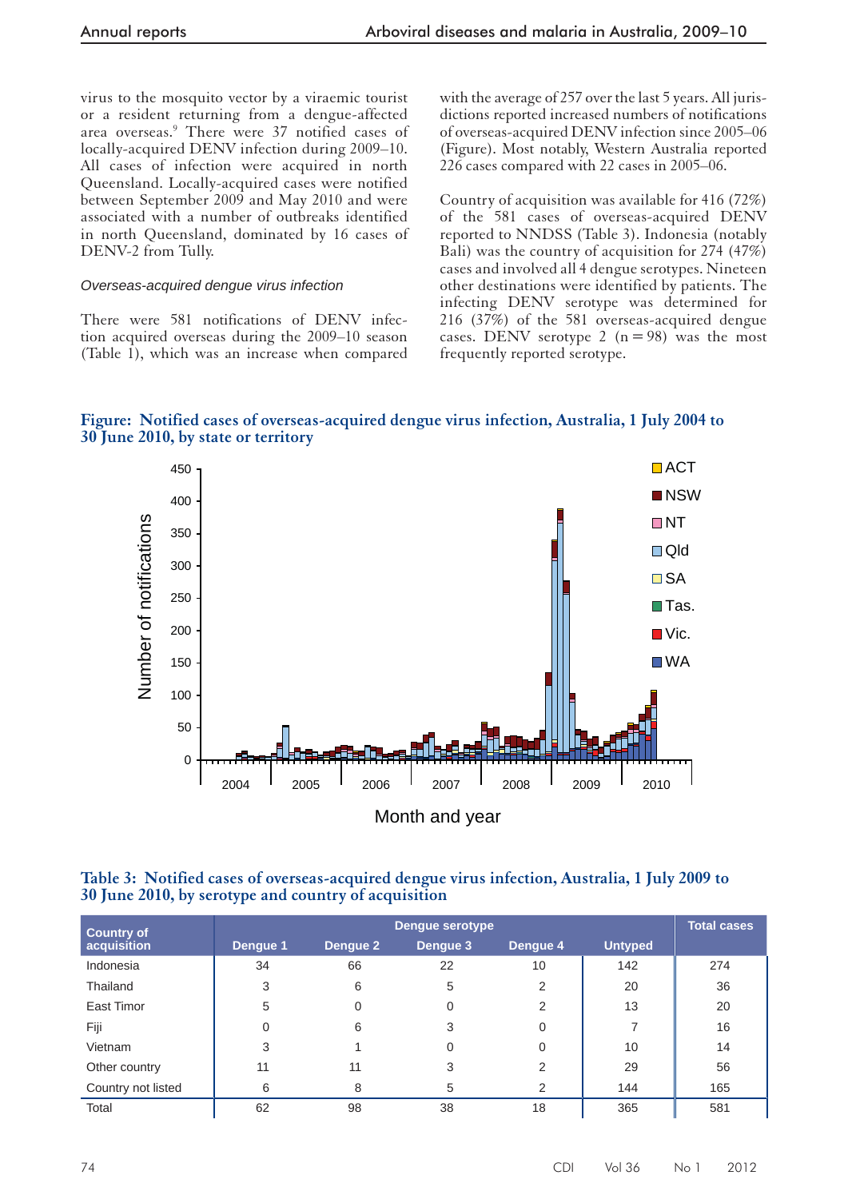virus to the mosquito vector by a viraemic tourist or a resident returning from a dengue-affected area overseas.[9] There were 37 notified cases of locally-acquired DENV infection during 2009–10. All cases of infection were acquired in north Queensland. Locally-acquired cases were notified between September 2009 and May 2010 and were associated with a number of outbreaks identified in north Queensland, dominated by 16 cases of DENV-2 from Tully.

### *Overseas-acquired dengue virus infection*

There were 581 notifications of DENV infection acquired overseas during the 2009–10 season (Table 1), which was an increase when compared with the average of 257 over the last 5 years. All jurisdictions reported increased numbers of notifications of overseas-acquired DENV infection since 2005–06 (Figure). Most notably, Western Australia reported 226 cases compared with 22 cases in 2005–06.

Country of acquisition was available for 416 (72%) of the 581 cases of overseas-acquired DENV reported to NNDSS (Table 3). Indonesia (notably Bali) was the country of acquisition for 274 (47%) cases and involved all 4 dengue serotypes. Nineteen other destinations were identified by patients. The infecting DENV serotype was determined for 216 (37%) of the 581 overseas-acquired dengue cases. DENV serotype 2 (n = 98) was the most frequently reported serotype.

**Figure: Notified cases of overseas-acquired dengue virus infection, Australia, 1 July 2004 to 30 June 2010, by state or territory**

**Table 3: Notified cases of overseas-acquired dengue virus infection, Australia, 1 July 2009 to 30 June 2010, by serotype and country of acquisition**

| Country of acquisition | Dengue serotype | | | | | Total cases |
|---|---|---|---|---|---|---|
| | Dengue 1 | Dengue 2 | Dengue 3 | Dengue 4 | Untyped | |
| Indonesia | 34 | 66 | 22 | 10 | 142 | 274 |
| Thailand | 3 | 6 | 5 | 2 | 20 | 36 |
| East Timor | 5 | 0 | 0 | 2 | 13 | 20 |
| Fiji | 0 | 6 | 3 | 0 | 7 | 16 |
| Vietnam | 3 | 1 | 0 | 0 | 10 | 14 |
| Other country | 11 | 11 | 3 | 2 | 29 | 56 |
| Country not listed | 6 | 8 | 5 | 2 | 144 | 165 |
| Total | 62 | 98 | 38 | 18 | 365 | 581 |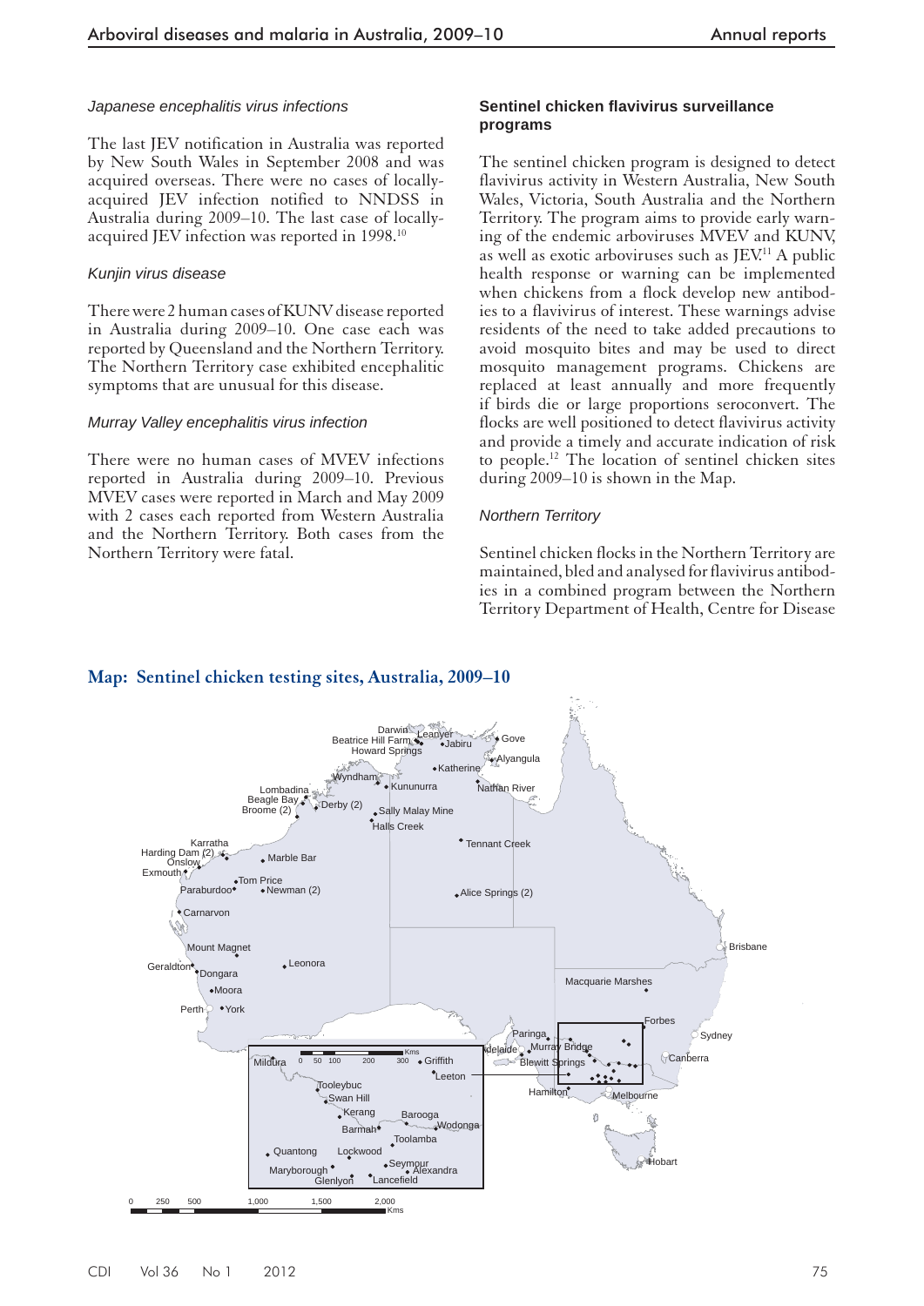### Japanese encephalitis virus infections

The last JEV notification in Australia was reported by New South Wales in September 2008 and was acquired overseas. There were no cases of locally-acquired JEV infection notified to NNDSS in Australia during 2009–10. The last case of locally-acquired JEV infection was reported in 1998.[10]

### Kunjin virus disease

There were 2 human cases of KUNV disease reported in Australia during 2009–10. One case each was reported by Queensland and the Northern Territory. The Northern Territory case exhibited encephalitic symptoms that are unusual for this disease.

### Murray Valley encephalitis virus infection

There were no human cases of MVEV infections reported in Australia during 2009–10. Previous MVEV cases were reported in March and May 2009 with 2 cases each reported from Western Australia and the Northern Territory. Both cases from the Northern Territory were fatal.

## Sentinel chicken flavivirus surveillance programs

The sentinel chicken program is designed to detect flavivirus activity in Western Australia, New South Wales, Victoria, South Australia and the Northern Territory. The program aims to provide early warning of the endemic arboviruses MVEV and KUNV, as well as exotic arboviruses such as JEV.[11] A public health response or warning can be implemented when chickens from a flock develop new antibodies to a flavivirus of interest. These warnings advise residents of the need to take added precautions to avoid mosquito bites and may be used to direct mosquito management programs. Chickens are replaced at least annually and more frequently if birds die or large proportions seroconvert. The flocks are well positioned to detect flavivirus activity and provide a timely and accurate indication of risk to people.[12] The location of sentinel chicken sites during 2009–10 is shown in the Map.

### Northern Territory

Sentinel chicken flocks in the Northern Territory are maintained, bled and analysed for flavivirus antibodies in a combined program between the Northern Territory Department of Health, Centre for Disease

**Map: Sentinel chicken testing sites, Australia, 2009–10**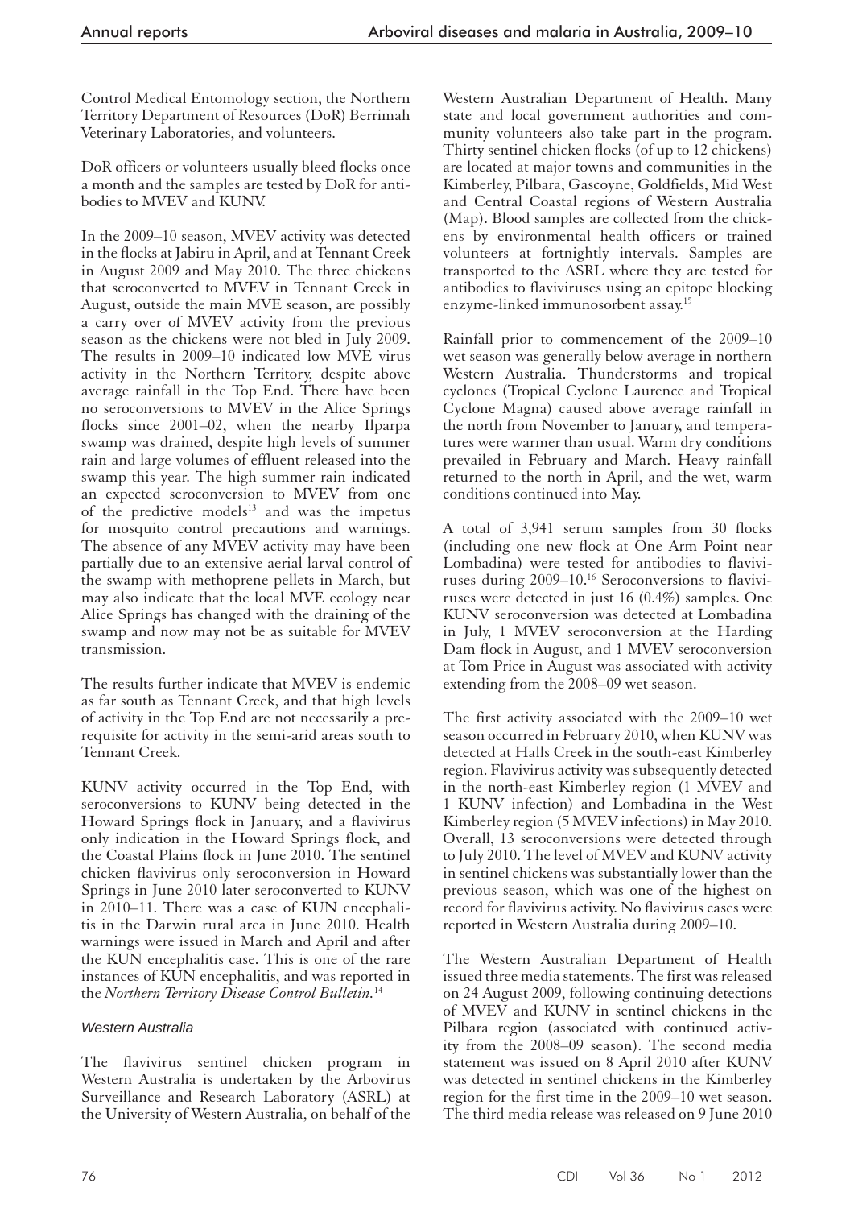Control Medical Entomology section, the Northern Territory Department of Resources (DoR) Berrimah Veterinary Laboratories, and volunteers.

DoR officers or volunteers usually bleed flocks once a month and the samples are tested by DoR for antibodies to MVEV and KUNV.

In the 2009–10 season, MVEV activity was detected in the flocks at Jabiru in April, and at Tennant Creek in August 2009 and May 2010. The three chickens that seroconverted to MVEV in Tennant Creek in August, outside the main MVE season, are possibly a carry over of MVEV activity from the previous season as the chickens were not bled in July 2009. The results in 2009–10 indicated low MVE virus activity in the Northern Territory, despite above average rainfall in the Top End. There have been no seroconversions to MVEV in the Alice Springs flocks since 2001–02, when the nearby Ilparpa swamp was drained, despite high levels of summer rain and large volumes of effluent released into the swamp this year. The high summer rain indicated an expected seroconversion to MVEV from one of the predictive models[13] and was the impetus for mosquito control precautions and warnings. The absence of any MVEV activity may have been partially due to an extensive aerial larval control of the swamp with methoprene pellets in March, but may also indicate that the local MVE ecology near Alice Springs has changed with the draining of the swamp and now may not be as suitable for MVEV transmission.

The results further indicate that MVEV is endemic as far south as Tennant Creek, and that high levels of activity in the Top End are not necessarily a prerequisite for activity in the semi-arid areas south to Tennant Creek.

KUNV activity occurred in the Top End, with seroconversions to KUNV being detected in the Howard Springs flock in January, and a flavivirus only indication in the Howard Springs flock, and the Coastal Plains flock in June 2010. The sentinel chicken flavivirus only seroconversion in Howard Springs in June 2010 later seroconverted to KUNV in 2010–11. There was a case of KUN encephalitis in the Darwin rural area in June 2010. Health warnings were issued in March and April and after the KUN encephalitis case. This is one of the rare instances of KUN encephalitis, and was reported in the *Northern Territory Disease Control Bulletin*.[14]

### Western Australia

The flavivirus sentinel chicken program in Western Australia is undertaken by the Arbovirus Surveillance and Research Laboratory (ASRL) at the University of Western Australia, on behalf of the Western Australian Department of Health. Many state and local government authorities and community volunteers also take part in the program. Thirty sentinel chicken flocks (of up to 12 chickens) are located at major towns and communities in the Kimberley, Pilbara, Gascoyne, Goldfields, Mid West and Central Coastal regions of Western Australia (Map). Blood samples are collected from the chickens by environmental health officers or trained volunteers at fortnightly intervals. Samples are transported to the ASRL where they are tested for antibodies to flaviviruses using an epitope blocking enzyme-linked immunosorbent assay.[15]

Rainfall prior to commencement of the 2009–10 wet season was generally below average in northern Western Australia. Thunderstorms and tropical cyclones (Tropical Cyclone Laurence and Tropical Cyclone Magna) caused above average rainfall in the north from November to January, and temperatures were warmer than usual. Warm dry conditions prevailed in February and March. Heavy rainfall returned to the north in April, and the wet, warm conditions continued into May.

A total of 3,941 serum samples from 30 flocks (including one new flock at One Arm Point near Lombadina) were tested for antibodies to flaviviruses during 2009–10.[16] Seroconversions to flaviviruses were detected in just 16 (0.4%) samples. One KUNV seroconversion was detected at Lombadina in July, 1 MVEV seroconversion at the Harding Dam flock in August, and 1 MVEV seroconversion at Tom Price in August was associated with activity extending from the 2008–09 wet season.

The first activity associated with the 2009–10 wet season occurred in February 2010, when KUNV was detected at Halls Creek in the south-east Kimberley region. Flavivirus activity was subsequently detected in the north-east Kimberley region (1 MVEV and 1 KUNV infection) and Lombadina in the West Kimberley region (5 MVEV infections) in May 2010. Overall, 13 seroconversions were detected through to July 2010. The level of MVEV and KUNV activity in sentinel chickens was substantially lower than the previous season, which was one of the highest on record for flavivirus activity. No flavivirus cases were reported in Western Australia during 2009–10.

The Western Australian Department of Health issued three media statements. The first was released on 24 August 2009, following continuing detections of MVEV and KUNV in sentinel chickens in the Pilbara region (associated with continued activity from the 2008–09 season). The second media statement was issued on 8 April 2010 after KUNV was detected in sentinel chickens in the Kimberley region for the first time in the 2009–10 wet season. The third media release was released on 9 June 2010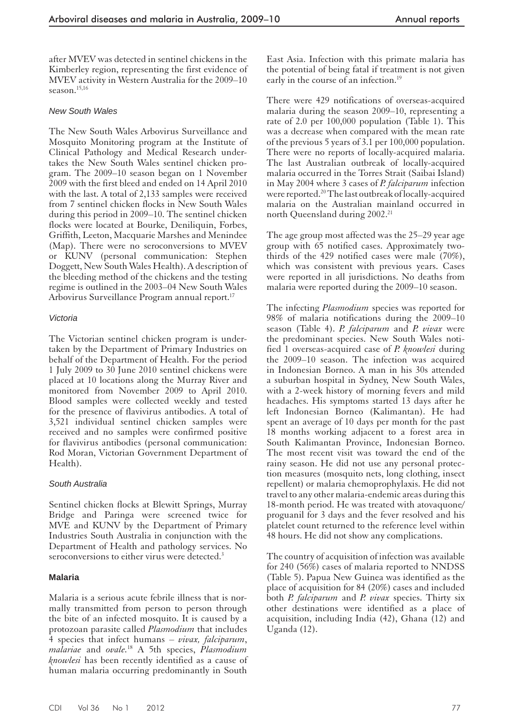after MVEV was detected in sentinel chickens in the Kimberley region, representing the first evidence of MVEV activity in Western Australia for the 2009–10 season.[15,16]

#### *New South Wales*

The New South Wales Arbovirus Surveillance and Mosquito Monitoring program at the Institute of Clinical Pathology and Medical Research undertakes the New South Wales sentinel chicken program. The 2009–10 season began on 1 November 2009 with the first bleed and ended on 14 April 2010 with the last. A total of 2,133 samples were received from 7 sentinel chicken flocks in New South Wales during this period in 2009–10. The sentinel chicken flocks were located at Bourke, Deniliquin, Forbes, Griffith, Leeton, Macquarie Marshes and Menindee (Map). There were no seroconversions to MVEV or KUNV (personal communication: Stephen Doggett, New South Wales Health). A description of the bleeding method of the chickens and the testing regime is outlined in the 2003–04 New South Wales Arbovirus Surveillance Program annual report.[17]

#### *Victoria*

The Victorian sentinel chicken program is undertaken by the Department of Primary Industries on behalf of the Department of Health. For the period 1 July 2009 to 30 June 2010 sentinel chickens were placed at 10 locations along the Murray River and monitored from November 2009 to April 2010. Blood samples were collected weekly and tested for the presence of flavivirus antibodies. A total of 3,521 individual sentinel chicken samples were received and no samples were confirmed positive for flavivirus antibodies (personal communication: Rod Moran, Victorian Government Department of Health).

#### *South Australia*

Sentinel chicken flocks at Blewitt Springs, Murray Bridge and Paringa were screened twice for MVE and KUNV by the Department of Primary Industries South Australia in conjunction with the Department of Health and pathology services. No seroconversions to either virus were detected.[3]

### Malaria

Malaria is a serious acute febrile illness that is normally transmitted from person to person through the bite of an infected mosquito. It is caused by a protozoan parasite called *Plasmodium* that includes 4 species that infect humans – *vivax, falciparum*, *malariae* and *ovale*.[18] A 5th species, *Plasmodium knowlesi* has been recently identified as a cause of human malaria occurring predominantly in South East Asia. Infection with this primate malaria has the potential of being fatal if treatment is not given early in the course of an infection.[19]

There were 429 notifications of overseas-acquired malaria during the season 2009–10, representing a rate of 2.0 per 100,000 population (Table 1). This was a decrease when compared with the mean rate of the previous 5 years of 3.1 per 100,000 population. There were no reports of locally-acquired malaria. The last Australian outbreak of locally-acquired malaria occurred in the Torres Strait (Saibai Island) in May 2004 where 3 cases of *P. falciparum* infection were reported.[20] The last outbreak of locally-acquired malaria on the Australian mainland occurred in north Queensland during 2002.[21]

The age group most affected was the 25–29 year age group with 65 notified cases. Approximately two-thirds of the 429 notified cases were male (70%), which was consistent with previous years. Cases were reported in all jurisdictions. No deaths from malaria were reported during the 2009–10 season.

The infecting *Plasmodium* species was reported for 98% of malaria notifications during the 2009–10 season (Table 4). *P. falciparum* and *P. vivax* were the predominant species. New South Wales notified 1 overseas-acquired case of *P. knowlesi* during the 2009–10 season. The infection was acquired in Indonesian Borneo. A man in his 30s attended a suburban hospital in Sydney, New South Wales, with a 2-week history of morning fevers and mild headaches. His symptoms started 13 days after he left Indonesian Borneo (Kalimantan). He had spent an average of 10 days per month for the past 18 months working adjacent to a forest area in South Kalimantan Province, Indonesian Borneo. The most recent visit was toward the end of the rainy season. He did not use any personal protection measures (mosquito nets, long clothing, insect repellent) or malaria chemoprophylaxis. He did not travel to any other malaria-endemic areas during this 18-month period. He was treated with atovaquone/proguanil for 3 days and the fever resolved and his platelet count returned to the reference level within 48 hours. He did not show any complications.

The country of acquisition of infection was available for 240 (56%) cases of malaria reported to NNDSS (Table 5). Papua New Guinea was identified as the place of acquisition for 84 (20%) cases and included both *P. falciparum* and *P. vivax* species. Thirty six other destinations were identified as a place of acquisition, including India (42), Ghana (12) and Uganda (12).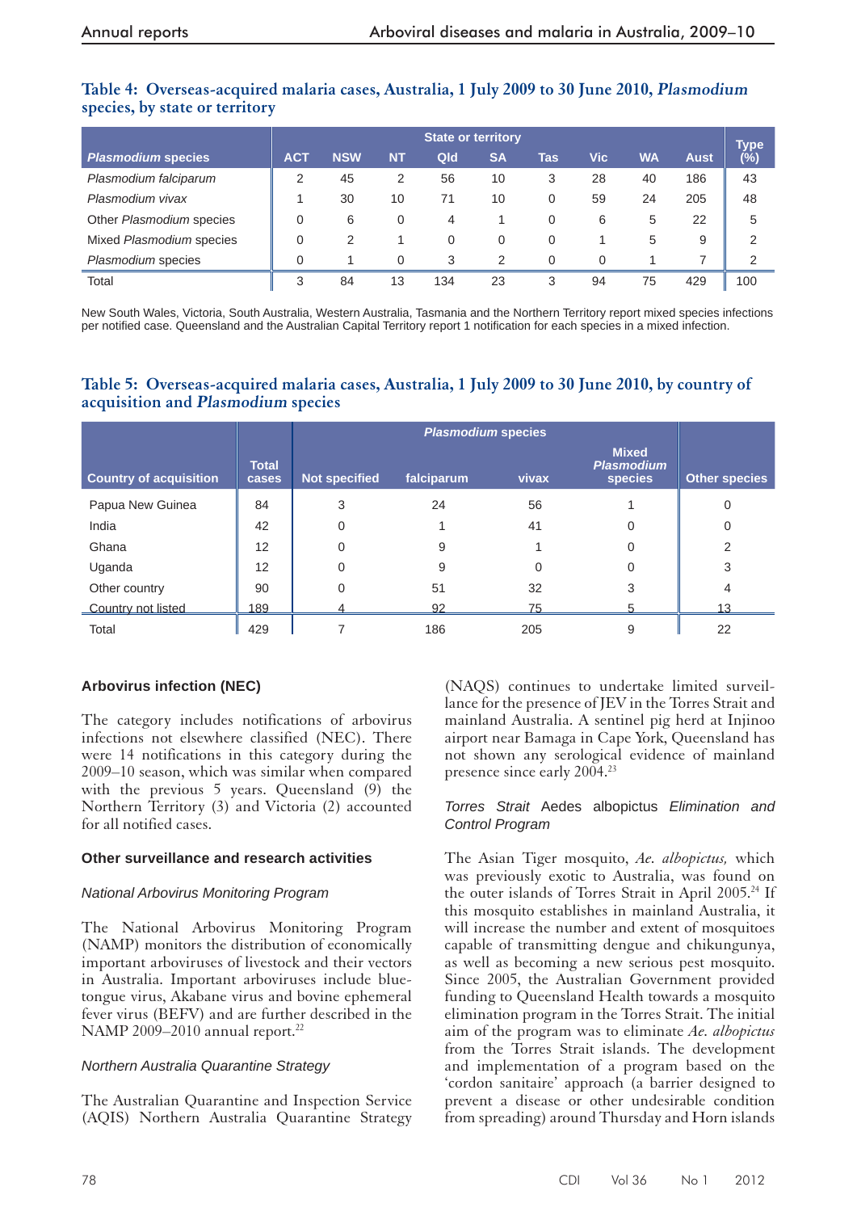### Table 4: Overseas-acquired malaria cases, Australia, 1 July 2009 to 30 June 2010, *Plasmodium* species, by state or territory

| *Plasmodium* species | State or territory | | | | | | | | | Type (%) |
|---|---|---|---|---|---|---|---|---|---|---|
| | ACT | NSW | NT | Qld | SA | Tas | Vic | WA | Aust | |
| *Plasmodium falciparum* | 2 | 45 | 2 | 56 | 10 | 3 | 28 | 40 | 186 | 43 |
| *Plasmodium vivax* | 1 | 30 | 10 | 71 | 10 | 0 | 59 | 24 | 205 | 48 |
| Other *Plasmodium* species | 0 | 6 | 0 | 4 | 1 | 0 | 6 | 5 | 22 | 5 |
| Mixed *Plasmodium* species | 0 | 2 | 1 | 0 | 0 | 0 | 1 | 5 | 9 | 2 |
| *Plasmodium* species | 0 | 1 | 0 | 3 | 2 | 0 | 0 | 1 | 7 | 2 |
| Total | 3 | 84 | 13 | 134 | 23 | 3 | 94 | 75 | 429 | 100 |

New South Wales, Victoria, South Australia, Western Australia, Tasmania and the Northern Territory report mixed species infections per notified case. Queensland and the Australian Capital Territory report 1 notification for each species in a mixed infection.

### Table 5: Overseas-acquired malaria cases, Australia, 1 July 2009 to 30 June 2010, by country of acquisition and *Plasmodium* species

| Country of acquisition | Total cases | *Plasmodium* species | | | | Other species |
|---|---|---|---|---|---|---|
| | | Not specified | falciparum | vivax | Mixed *Plasmodium* species | |
| Papua New Guinea | 84 | 3 | 24 | 56 | 1 | 0 |
| India | 42 | 0 | 1 | 41 | 0 | 0 |
| Ghana | 12 | 0 | 9 | 1 | 0 | 2 |
| Uganda | 12 | 0 | 9 | 0 | 0 | 3 |
| Other country | 90 | 0 | 51 | 32 | 3 | 4 |
| Country not listed | 189 | 4 | 92 | 75 | 5 | 13 |
| Total | 429 | 7 | 186 | 205 | 9 | 22 |

### Arbovirus infection (NEC)

The category includes notifications of arbovirus infections not elsewhere classified (NEC). There were 14 notifications in this category during the 2009–10 season, which was similar when compared with the previous 5 years. Queensland (9) the Northern Territory (3) and Victoria (2) accounted for all notified cases.

### Other surveillance and research activities

#### *National Arbovirus Monitoring Program*

The National Arbovirus Monitoring Program (NAMP) monitors the distribution of economically important arboviruses of livestock and their vectors in Australia. Important arboviruses include bluetongue virus, Akabane virus and bovine ephemeral fever virus (BEFV) and are further described in the NAMP 2009–2010 annual report.[22]

#### *Northern Australia Quarantine Strategy*

The Australian Quarantine and Inspection Service (AQIS) Northern Australia Quarantine Strategy (NAQS) continues to undertake limited surveillance for the presence of JEV in the Torres Strait and mainland Australia. A sentinel pig herd at Injinoo airport near Bamaga in Cape York, Queensland has not shown any serological evidence of mainland presence since early 2004.[23]

#### *Torres Strait* Aedes albopictus *Elimination and Control Program*

The Asian Tiger mosquito, *Ae. albopictus,* which was previously exotic to Australia, was found on the outer islands of Torres Strait in April 2005.[24] If this mosquito establishes in mainland Australia, it will increase the number and extent of mosquitoes capable of transmitting dengue and chikungunya, as well as becoming a new serious pest mosquito. Since 2005, the Australian Government provided funding to Queensland Health towards a mosquito elimination program in the Torres Strait. The initial aim of the program was to eliminate *Ae. albopictus* from the Torres Strait islands. The development and implementation of a program based on the 'cordon sanitaire' approach (a barrier designed to prevent a disease or other undesirable condition from spreading) around Thursday and Horn islands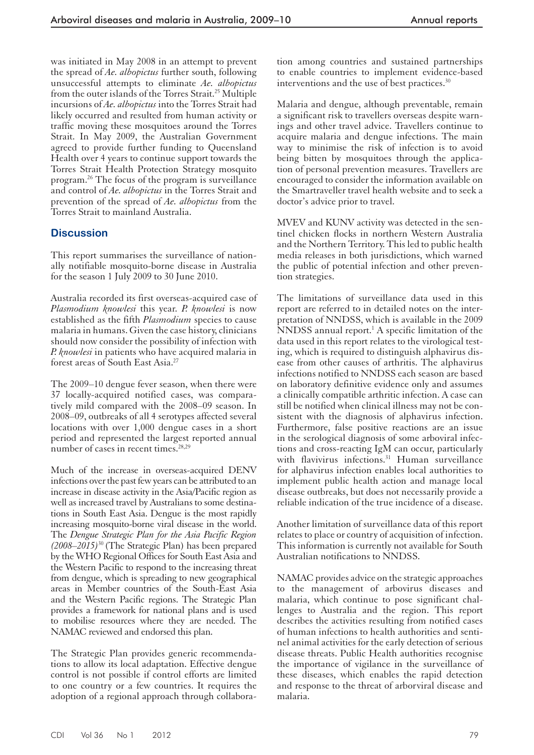was initiated in May 2008 in an attempt to prevent the spread of *Ae. albopictus* further south, following unsuccessful attempts to eliminate *Ae. albopictus* from the outer islands of the Torres Strait.[25] Multiple incursions of *Ae. albopictus* into the Torres Strait had likely occurred and resulted from human activity or traffic moving these mosquitoes around the Torres Strait. In May 2009, the Australian Government agreed to provide further funding to Queensland Health over 4 years to continue support towards the Torres Strait Health Protection Strategy mosquito program.[26] The focus of the program is surveillance and control of *Ae. albopictus* in the Torres Strait and prevention of the spread of *Ae. albopictus* from the Torres Strait to mainland Australia.

## Discussion

This report summarises the surveillance of nationally notifiable mosquito-borne disease in Australia for the season 1 July 2009 to 30 June 2010.

Australia recorded its first overseas-acquired case of *Plasmodium knowlesi* this year. *P. knowlesi* is now established as the fifth *Plasmodium* species to cause malaria in humans. Given the case history, clinicians should now consider the possibility of infection with *P. knowlesi* in patients who have acquired malaria in forest areas of South East Asia.[27]

The 2009–10 dengue fever season, when there were 37 locally-acquired notified cases, was comparatively mild compared with the 2008–09 season. In 2008–09, outbreaks of all 4 serotypes affected several locations with over 1,000 dengue cases in a short period and represented the largest reported annual number of cases in recent times.[28,29]

Much of the increase in overseas-acquired DENV infections over the past few years can be attributed to an increase in disease activity in the Asia/Pacific region as well as increased travel by Australians to some destinations in South East Asia. Dengue is the most rapidly increasing mosquito-borne viral disease in the world. The *Dengue Strategic Plan for the Asia Pacific Region (2008–2015)*[30] (The Strategic Plan) has been prepared by the WHO Regional Offices for South East Asia and the Western Pacific to respond to the increasing threat from dengue, which is spreading to new geographical areas in Member countries of the South-East Asia and the Western Pacific regions. The Strategic Plan provides a framework for national plans and is used to mobilise resources where they are needed. The NAMAC reviewed and endorsed this plan.

The Strategic Plan provides generic recommendations to allow its local adaptation. Effective dengue control is not possible if control efforts are limited to one country or a few countries. It requires the adoption of a regional approach through collaboration among countries and sustained partnerships to enable countries to implement evidence-based interventions and the use of best practices.[30]

Malaria and dengue, although preventable, remain a significant risk to travellers overseas despite warnings and other travel advice. Travellers continue to acquire malaria and dengue infections. The main way to minimise the risk of infection is to avoid being bitten by mosquitoes through the application of personal prevention measures. Travellers are encouraged to consider the information available on the Smartraveller travel health website and to seek a doctor's advice prior to travel.

MVEV and KUNV activity was detected in the sentinel chicken flocks in northern Western Australia and the Northern Territory. This led to public health media releases in both jurisdictions, which warned the public of potential infection and other prevention strategies.

The limitations of surveillance data used in this report are referred to in detailed notes on the interpretation of NNDSS, which is available in the 2009 NNDSS annual report.[1] A specific limitation of the data used in this report relates to the virological testing, which is required to distinguish alphavirus disease from other causes of arthritis. The alphavirus infections notified to NNDSS each season are based on laboratory definitive evidence only and assumes a clinically compatible arthritic infection. A case can still be notified when clinical illness may not be consistent with the diagnosis of alphavirus infection. Furthermore, false positive reactions are an issue in the serological diagnosis of some arboviral infections and cross-reacting IgM can occur, particularly with flavivirus infections.[31] Human surveillance for alphavirus infection enables local authorities to implement public health action and manage local disease outbreaks, but does not necessarily provide a reliable indication of the true incidence of a disease.

Another limitation of surveillance data of this report relates to place or country of acquisition of infection. This information is currently not available for South Australian notifications to NNDSS.

NAMAC provides advice on the strategic approaches to the management of arbovirus diseases and malaria, which continue to pose significant challenges to Australia and the region. This report describes the activities resulting from notified cases of human infections to health authorities and sentinel animal activities for the early detection of serious disease threats. Public Health authorities recognise the importance of vigilance in the surveillance of these diseases, which enables the rapid detection and response to the threat of arborviral disease and malaria.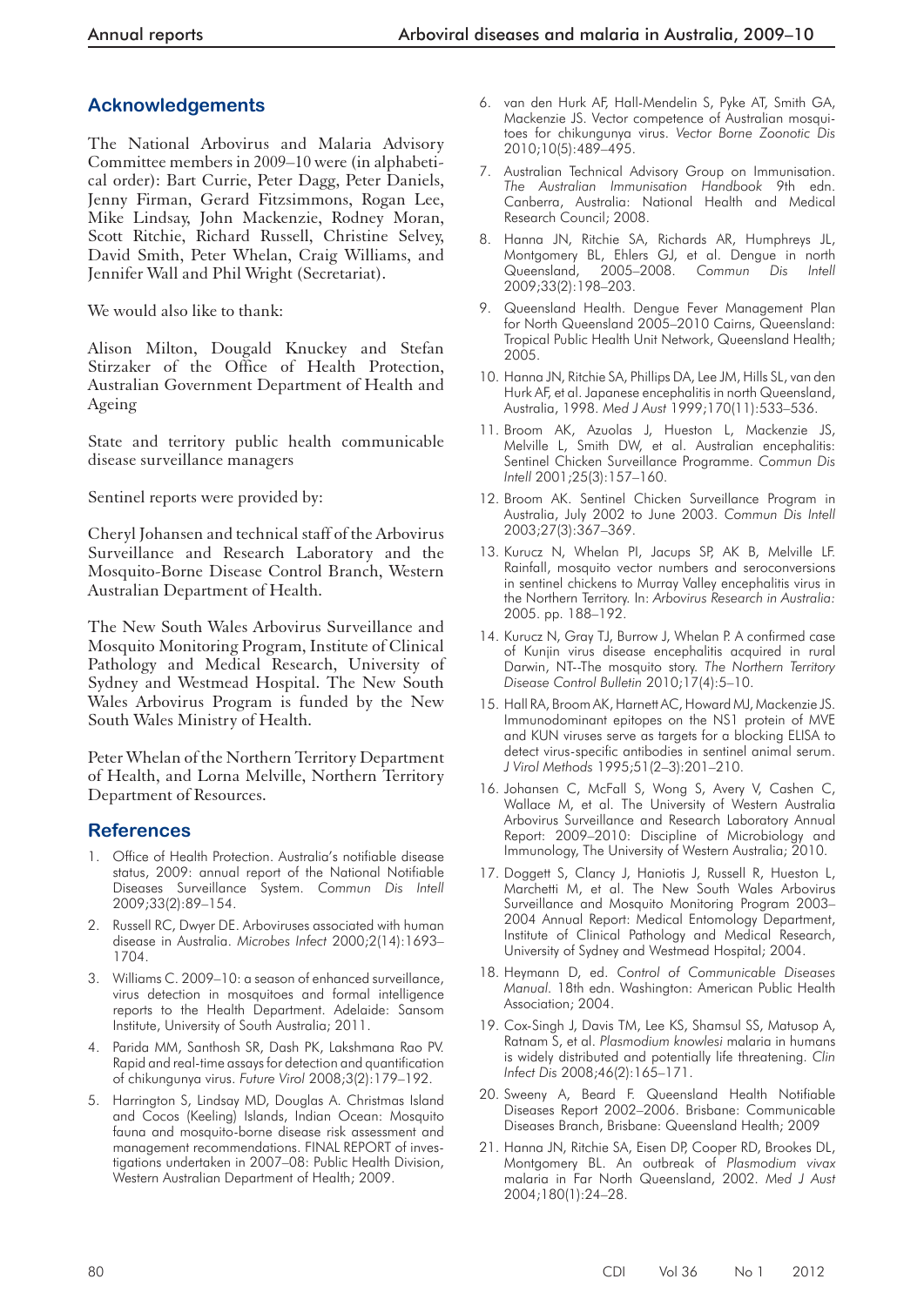## Acknowledgements

The National Arbovirus and Malaria Advisory Committee members in 2009–10 were (in alphabetical order): Bart Currie, Peter Dagg, Peter Daniels, Jenny Firman, Gerard Fitzsimmons, Rogan Lee, Mike Lindsay, John Mackenzie, Rodney Moran, Scott Ritchie, Richard Russell, Christine Selvey, David Smith, Peter Whelan, Craig Williams, and Jennifer Wall and Phil Wright (Secretariat).

We would also like to thank:

Alison Milton, Dougald Knuckey and Stefan Stirzaker of the Office of Health Protection, Australian Government Department of Health and Ageing

State and territory public health communicable disease surveillance managers

Sentinel reports were provided by:

Cheryl Johansen and technical staff of the Arbovirus Surveillance and Research Laboratory and the Mosquito-Borne Disease Control Branch, Western Australian Department of Health.

The New South Wales Arbovirus Surveillance and Mosquito Monitoring Program, Institute of Clinical Pathology and Medical Research, University of Sydney and Westmead Hospital. The New South Wales Arbovirus Program is funded by the New South Wales Ministry of Health.

Peter Whelan of the Northern Territory Department of Health, and Lorna Melville, Northern Territory Department of Resources.

## References

1. Office of Health Protection. Australia's notifiable disease status, 2009: annual report of the National Notifiable Diseases Surveillance System. *Commun Dis Intell* 2009;33(2):89–154.
2. Russell RC, Dwyer DE. Arboviruses associated with human disease in Australia. *Microbes Infect* 2000;2(14):1693–1704.
3. Williams C. 2009–10: a season of enhanced surveillance, virus detection in mosquitoes and formal intelligence reports to the Health Department. Adelaide: Sansom Institute, University of South Australia; 2011.
4. Parida MM, Santhosh SR, Dash PK, Lakshmana Rao PV. Rapid and real-time assays for detection and quantification of chikungunya virus. *Future Virol* 2008;3(2):179–192.
5. Harrington S, Lindsay MD, Douglas A. Christmas Island and Cocos (Keeling) Islands, Indian Ocean: Mosquito fauna and mosquito-borne disease risk assessment and management recommendations. FINAL REPORT of investigations undertaken in 2007–08: Public Health Division, Western Australian Department of Health; 2009.
6. van den Hurk AF, Hall-Mendelin S, Pyke AT, Smith GA, Mackenzie JS. Vector competence of Australian mosquitoes for chikungunya virus. *Vector Borne Zoonotic Dis* 2010;10(5):489–495.
7. Australian Technical Advisory Group on Immunisation. *The Australian Immunisation Handbook* 9th edn. Canberra, Australia: National Health and Medical Research Council; 2008.
8. Hanna JN, Ritchie SA, Richards AR, Humphreys JL, Montgomery BL, Ehlers GJ, et al. Dengue in north Queensland, 2005–2008. *Commun Dis Intell* 2009;33(2):198–203.
9. Queensland Health. Dengue Fever Management Plan for North Queensland 2005–2010 Cairns, Queensland: Tropical Public Health Unit Network, Queensland Health; 2005.
10. Hanna JN, Ritchie SA, Phillips DA, Lee JM, Hills SL, van den Hurk AF, et al. Japanese encephalitis in north Queensland, Australia, 1998. *Med J Aust* 1999;170(11):533–536.
11. Broom AK, Azuolas J, Hueston L, Mackenzie JS, Melville L, Smith DW, et al. Australian encephalitis: Sentinel Chicken Surveillance Programme. *Commun Dis Intell* 2001;25(3):157–160.
12. Broom AK. Sentinel Chicken Surveillance Program in Australia, July 2002 to June 2003. *Commun Dis Intell* 2003;27(3):367–369.
13. Kurucz N, Whelan PI, Jacups SP, AK B, Melville LF. Rainfall, mosquito vector numbers and seroconversions in sentinel chickens to Murray Valley encephalitis virus in the Northern Territory. In: *Arbovirus Research in Australia:* 2005. pp. 188–192.
14. Kurucz N, Gray TJ, Burrow J, Whelan P. A confirmed case of Kunjin virus disease encephalitis acquired in rural Darwin, NT--The mosquito story. *The Northern Territory Disease Control Bulletin* 2010;17(4):5–10.
15. Hall RA, Broom AK, Harnett AC, Howard MJ, Mackenzie JS. Immunodominant epitopes on the NS1 protein of MVE and KUN viruses serve as targets for a blocking ELISA to detect virus-specific antibodies in sentinel animal serum. *J Virol Methods* 1995;51(2–3):201–210.
16. Johansen C, McFall S, Wong S, Avery V, Cashen C, Wallace M, et al. The University of Western Australia Arbovirus Surveillance and Research Laboratory Annual Report: 2009–2010: Discipline of Microbiology and Immunology, The University of Western Australia; 2010.
17. Doggett S, Clancy J, Haniotis J, Russell R, Hueston L, Marchetti M, et al. The New South Wales Arbovirus Surveillance and Mosquito Monitoring Program 2003–2004 Annual Report: Medical Entomology Department, Institute of Clinical Pathology and Medical Research, University of Sydney and Westmead Hospital; 2004.
18. Heymann D, ed. *Control of Communicable Diseases Manual*. 18th edn. Washington: American Public Health Association; 2004.
19. Cox-Singh J, Davis TM, Lee KS, Shamsul SS, Matusop A, Ratnam S, et al. *Plasmodium knowlesi* malaria in humans is widely distributed and potentially life threatening. *Clin Infect Dis* 2008;46(2):165–171.
20. Sweeny A, Beard F. Queensland Health Notifiable Diseases Report 2002–2006. Brisbane: Communicable Diseases Branch, Brisbane: Queensland Health; 2009
21. Hanna JN, Ritchie SA, Eisen DP, Cooper RD, Brookes DL, Montgomery BL. An outbreak of *Plasmodium vivax* malaria in Far North Queensland, 2002. *Med J Aust* 2004;180(1):24–28.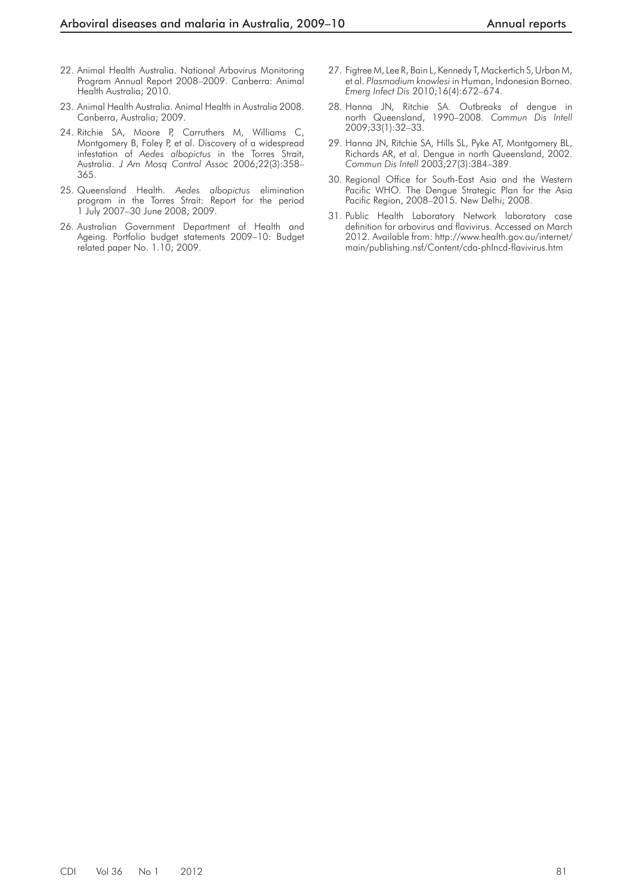22. Animal Health Australia. National Arbovirus Monitoring Program Annual Report 2008–2009. Canberra: Animal Health Australia; 2010.
23. Animal Health Australia. Animal Health in Australia 2008. Canberra, Australia; 2009.
24. Ritchie SA, Moore P, Carruthers M, Williams C, Montgomery B, Foley P, et al. Discovery of a widespread infestation of *Aedes albopictus* in the Torres Strait, Australia. *J Am Mosq Control Assoc* 2006;22(3):358–365.
25. Queensland Health. *Aedes albopictus* elimination program in the Torres Strait: Report for the period 1 July 2007–30 June 2008; 2009.
26. Australian Government Department of Health and Ageing. Portfolio budget statements 2009–10: Budget related paper No. 1.10; 2009.
27. Figtree M, Lee R, Bain L, Kennedy T, Mackertich S, Urban M, et al. *Plasmodium knowlesi* in Human, Indonesian Borneo. *Emerg Infect Dis* 2010;16(4):672–674.
28. Hanna JN, Ritchie SA. Outbreaks of dengue in north Queensland, 1990–2008. *Commun Dis Intell* 2009;33(1):32–33.
29. Hanna JN, Ritchie SA, Hills SL, Pyke AT, Montgomery BL, Richards AR, et al. Dengue in north Queensland, 2002. *Commun Dis Intell* 2003;27(3):384–389.
30. Regional Office for South-East Asia and the Western Pacific WHO. The Dengue Strategic Plan for the Asia Pacific Region, 2008–2015. New Delhi; 2008.
31. Public Health Laboratory Network laboratory case definition for arbovirus and flavivirus. Accessed on March 2012. Available from: http://www.health.gov.au/internet/main/publishing.nsf/Content/cda-phlncd-flavivirus.htm